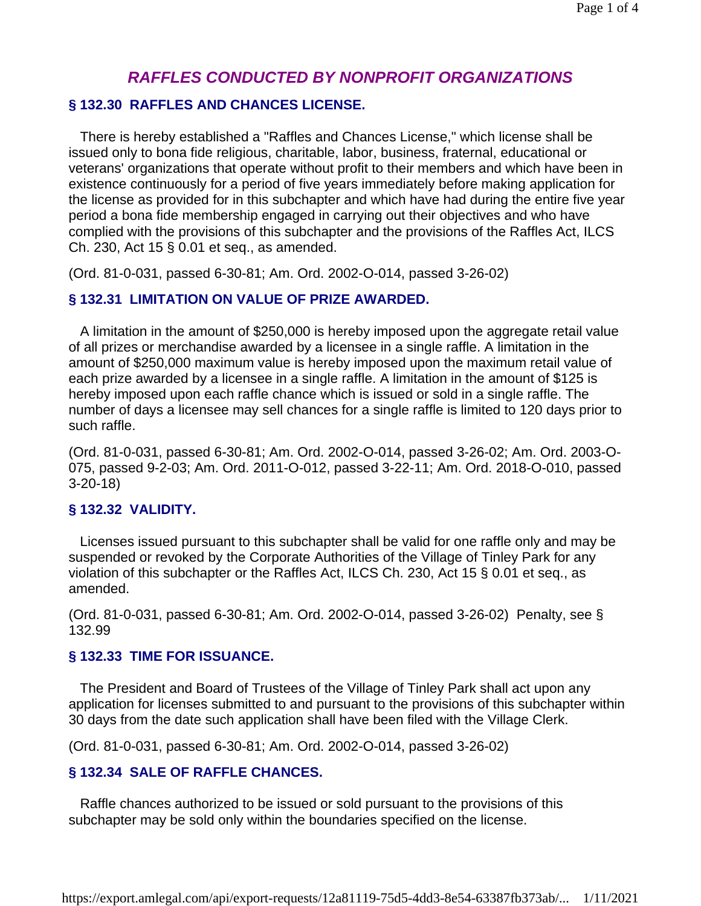# *RAFFLES CONDUCTED BY NONPROFIT ORGANIZATIONS*

## § 132.30 RAFFLES AND CHANCES LICENSE.

There is hereby established a "Raffles and Chances License," which license shall be issued only to bona fide religious, charitable, labor, business, fraternal, educational or veterans' organizations that operate without profit to their members and which have been in existence continuously for a period of five years immediately before making application for the license as provided for in this subchapter and which have had during the entire five year period a bona fide membership engaged in carrying out their objectives and who have complied with the provisions of this subchapter and the provisions of the Raffles Act, ILCS Ch. 230, Act 15 § 0.01 et seq., as amended.

(Ord. 81-0-031, passed 6-30-81; Am. Ord. 2002-O-014, passed 3-26-02)

## § 132.31 LIMITATION ON VALUE OF PRIZE AWARDED.

A limitation in the amount of $250,000 is hereby imposed upon the aggregate retail value of all prizes or merchandise awarded by a licensee in a single raffle. A limitation in the amount of $250,000 maximum value is hereby imposed upon the maximum retail value of each prize awarded by a licensee in a single raffle. A limitation in the amount of $125 is hereby imposed upon each raffle chance which is issued or sold in a single raffle. The number of days a licensee may sell chances for a single raffle is limited to 120 days prior to such raffle.

(Ord. 81-0-031, passed 6-30-81; Am. Ord. 2002-O-014, passed 3-26-02; Am. Ord. 2003-O-075, passed 9-2-03; Am. Ord. 2011-O-012, passed 3-22-11; Am. Ord. 2018-O-010, passed 3-20-18)

## § 132.32 VALIDITY.

Licenses issued pursuant to this subchapter shall be valid for one raffle only and may be suspended or revoked by the Corporate Authorities of the Village of Tinley Park for any violation of this subchapter or the Raffles Act, ILCS Ch. 230, Act 15 § 0.01 et seq., as amended.

(Ord. 81-0-031, passed 6-30-81; Am. Ord. 2002-O-014, passed 3-26-02) Penalty, see § 132.99

## § 132.33 TIME FOR ISSUANCE.

The President and Board of Trustees of the Village of Tinley Park shall act upon any application for licenses submitted to and pursuant to the provisions of this subchapter within 30 days from the date such application shall have been filed with the Village Clerk.

(Ord. 81-0-031, passed 6-30-81; Am. Ord. 2002-O-014, passed 3-26-02)

## § 132.34 SALE OF RAFFLE CHANCES.

Raffle chances authorized to be issued or sold pursuant to the provisions of this subchapter may be sold only within the boundaries specified on the license.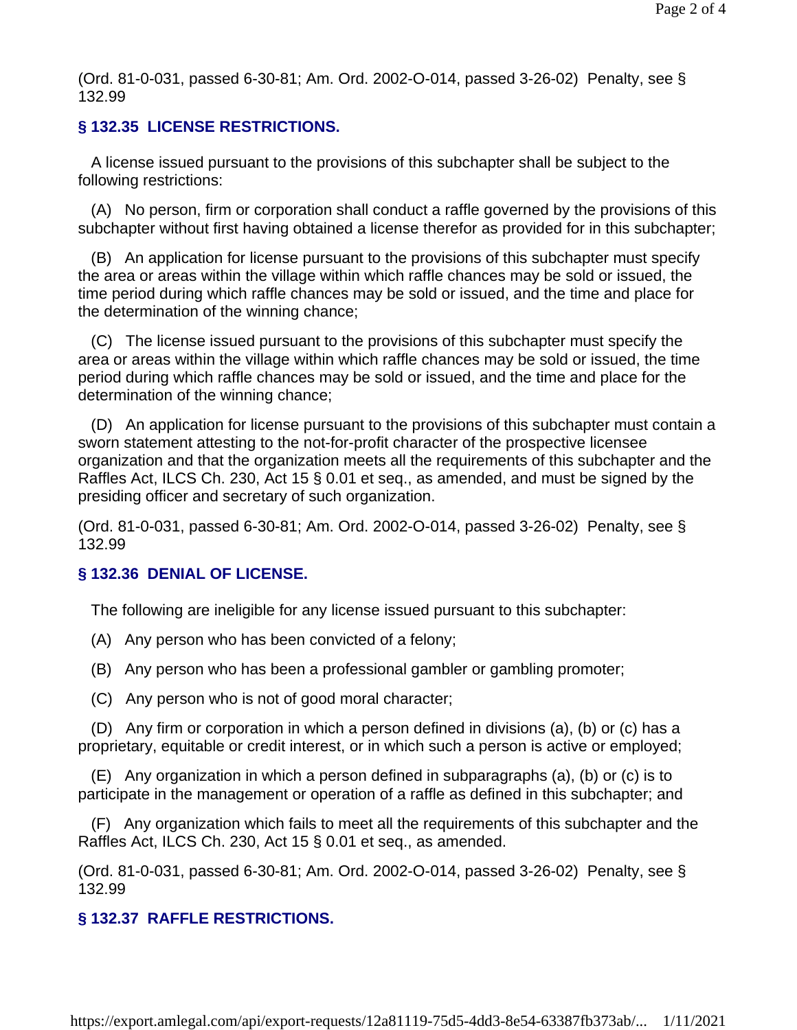(Ord. 81-0-031, passed 6-30-81; Am. Ord. 2002-O-014, passed 3-26-02) Penalty, see § 132.99

### § 132.35 LICENSE RESTRICTIONS.

A license issued pursuant to the provisions of this subchapter shall be subject to the following restrictions:

(A) No person, firm or corporation shall conduct a raffle governed by the provisions of this subchapter without first having obtained a license therefor as provided for in this subchapter;

(B) An application for license pursuant to the provisions of this subchapter must specify the area or areas within the village within which raffle chances may be sold or issued, the time period during which raffle chances may be sold or issued, and the time and place for the determination of the winning chance;

(C) The license issued pursuant to the provisions of this subchapter must specify the area or areas within the village within which raffle chances may be sold or issued, the time period during which raffle chances may be sold or issued, and the time and place for the determination of the winning chance;

(D) An application for license pursuant to the provisions of this subchapter must contain a sworn statement attesting to the not-for-profit character of the prospective licensee organization and that the organization meets all the requirements of this subchapter and the Raffles Act, ILCS Ch. 230, Act 15 § 0.01 et seq., as amended, and must be signed by the presiding officer and secretary of such organization.

(Ord. 81-0-031, passed 6-30-81; Am. Ord. 2002-O-014, passed 3-26-02) Penalty, see § 132.99

### § 132.36 DENIAL OF LICENSE.

The following are ineligible for any license issued pursuant to this subchapter:

(A) Any person who has been convicted of a felony;

(B) Any person who has been a professional gambler or gambling promoter;

(C) Any person who is not of good moral character;

(D) Any firm or corporation in which a person defined in divisions (a), (b) or (c) has a proprietary, equitable or credit interest, or in which such a person is active or employed;

(E) Any organization in which a person defined in subparagraphs (a), (b) or (c) is to participate in the management or operation of a raffle as defined in this subchapter; and

(F) Any organization which fails to meet all the requirements of this subchapter and the Raffles Act, ILCS Ch. 230, Act 15 § 0.01 et seq., as amended.

(Ord. 81-0-031, passed 6-30-81; Am. Ord. 2002-O-014, passed 3-26-02) Penalty, see § 132.99

### § 132.37 RAFFLE RESTRICTIONS.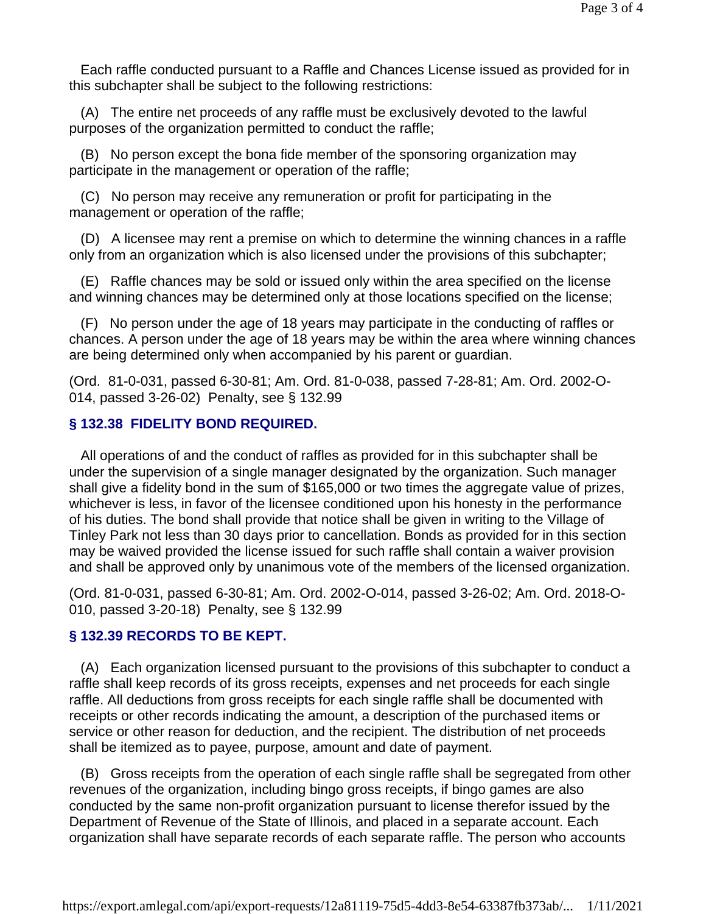Each raffle conducted pursuant to a Raffle and Chances License issued as provided for in this subchapter shall be subject to the following restrictions:

(A) The entire net proceeds of any raffle must be exclusively devoted to the lawful purposes of the organization permitted to conduct the raffle;

(B) No person except the bona fide member of the sponsoring organization may participate in the management or operation of the raffle;

(C) No person may receive any remuneration or profit for participating in the management or operation of the raffle;

(D) A licensee may rent a premise on which to determine the winning chances in a raffle only from an organization which is also licensed under the provisions of this subchapter;

(E) Raffle chances may be sold or issued only within the area specified on the license and winning chances may be determined only at those locations specified on the license;

(F) No person under the age of 18 years may participate in the conducting of raffles or chances. A person under the age of 18 years may be within the area where winning chances are being determined only when accompanied by his parent or guardian.

(Ord. 81-0-031, passed 6-30-81; Am. Ord. 81-0-038, passed 7-28-81; Am. Ord. 2002-O-014, passed 3-26-02) Penalty, see § 132.99

### § 132.38 FIDELITY BOND REQUIRED.

All operations of and the conduct of raffles as provided for in this subchapter shall be under the supervision of a single manager designated by the organization. Such manager shall give a fidelity bond in the sum of $165,000 or two times the aggregate value of prizes, whichever is less, in favor of the licensee conditioned upon his honesty in the performance of his duties. The bond shall provide that notice shall be given in writing to the Village of Tinley Park not less than 30 days prior to cancellation. Bonds as provided for in this section may be waived provided the license issued for such raffle shall contain a waiver provision and shall be approved only by unanimous vote of the members of the licensed organization.

(Ord. 81-0-031, passed 6-30-81; Am. Ord. 2002-O-014, passed 3-26-02; Am. Ord. 2018-O-010, passed 3-20-18) Penalty, see § 132.99

### § 132.39 RECORDS TO BE KEPT.

(A) Each organization licensed pursuant to the provisions of this subchapter to conduct a raffle shall keep records of its gross receipts, expenses and net proceeds for each single raffle. All deductions from gross receipts for each single raffle shall be documented with receipts or other records indicating the amount, a description of the purchased items or service or other reason for deduction, and the recipient. The distribution of net proceeds shall be itemized as to payee, purpose, amount and date of payment.

(B) Gross receipts from the operation of each single raffle shall be segregated from other revenues of the organization, including bingo gross receipts, if bingo games are also conducted by the same non-profit organization pursuant to license therefor issued by the Department of Revenue of the State of Illinois, and placed in a separate account. Each organization shall have separate records of each separate raffle. The person who accounts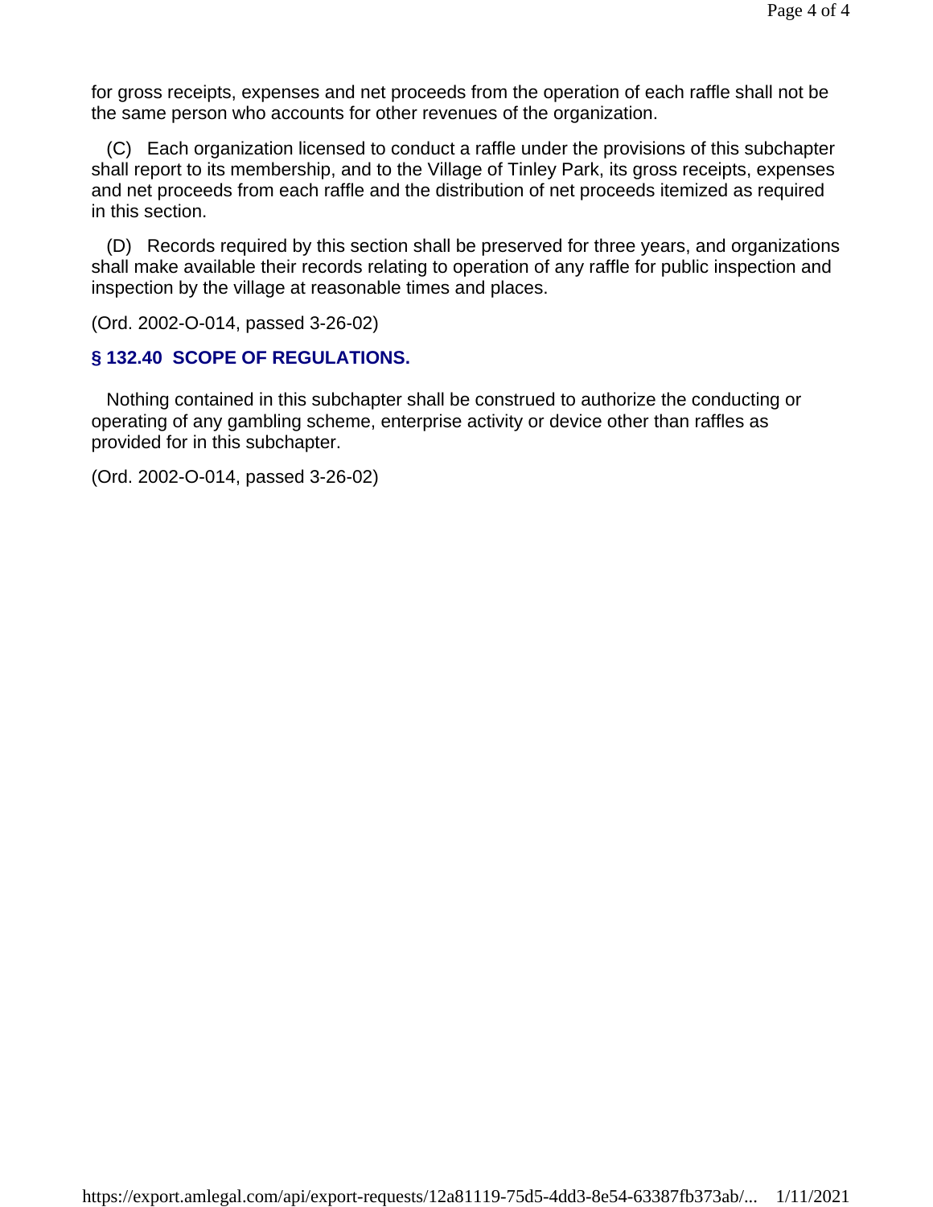for gross receipts, expenses and net proceeds from the operation of each raffle shall not be the same person who accounts for other revenues of the organization.

(C) Each organization licensed to conduct a raffle under the provisions of this subchapter shall report to its membership, and to the Village of Tinley Park, its gross receipts, expenses and net proceeds from each raffle and the distribution of net proceeds itemized as required in this section.

(D) Records required by this section shall be preserved for three years, and organizations shall make available their records relating to operation of any raffle for public inspection and inspection by the village at reasonable times and places.

(Ord. 2002-O-014, passed 3-26-02)

### § 132.40 SCOPE OF REGULATIONS.

Nothing contained in this subchapter shall be construed to authorize the conducting or operating of any gambling scheme, enterprise activity or device other than raffles as provided for in this subchapter.

(Ord. 2002-O-014, passed 3-26-02)